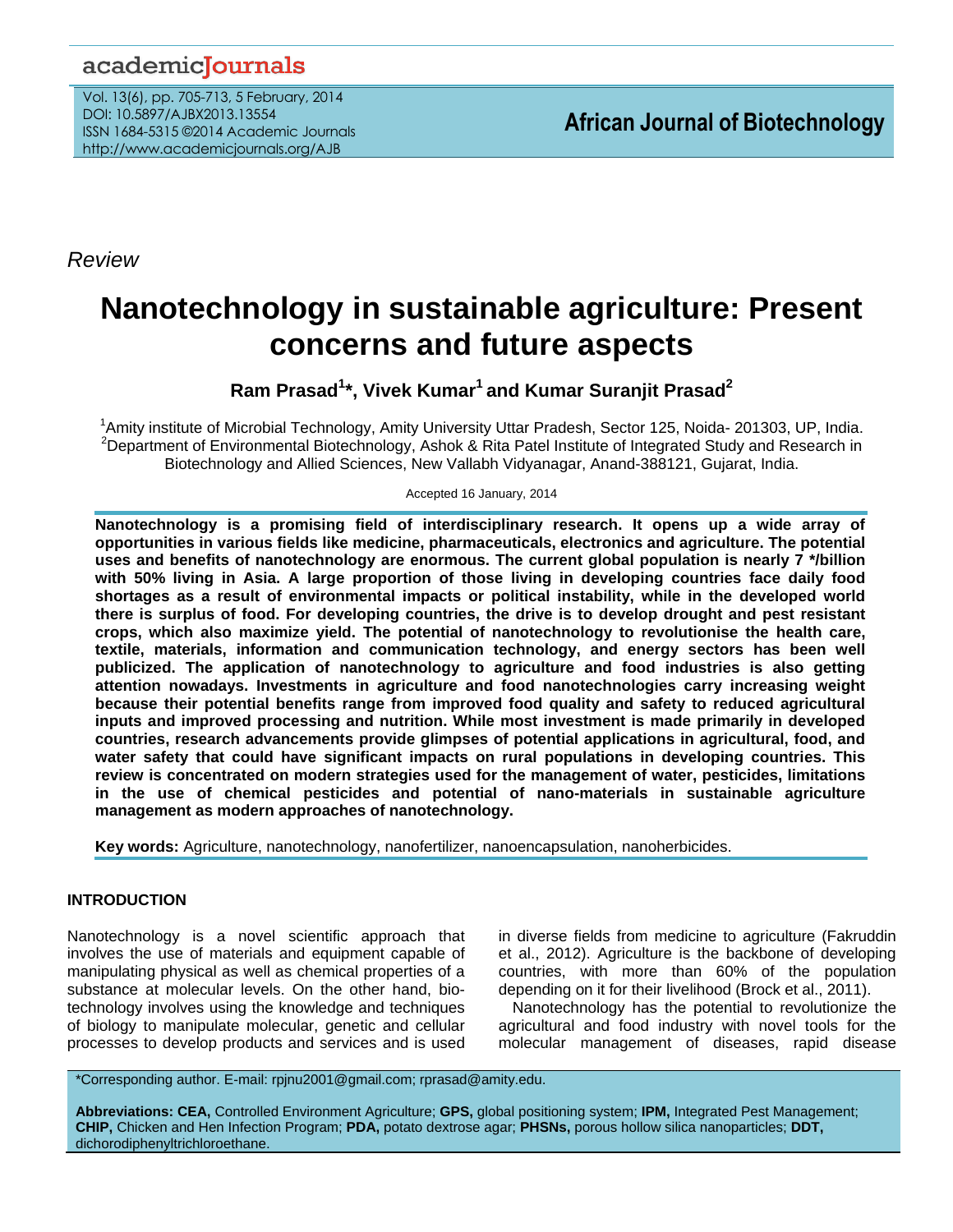*Review*

# Nanotechnology in sustainable agriculture: Present concerns and future aspects

**Ram Prasad[1]\*, Vivek Kumar[1] and Kumar Suranjit Prasad[2]**

[1]Amity institute of Microbial Technology, Amity University Uttar Pradesh, Sector 125, Noida- 201303, UP, India.
[2]Department of Environmental Biotechnology, Ashok & Rita Patel Institute of Integrated Study and Research in Biotechnology and Allied Sciences, New Vallabh Vidyanagar, Anand-388121, Gujarat, India.

Accepted 16 January, 2014

**Nanotechnology is a promising field of interdisciplinary research. It opens up a wide array of opportunities in various fields like medicine, pharmaceuticals, electronics and agriculture. The potential uses and benefits of nanotechnology are enormous. The current global population is nearly 7 \*/billion with 50% living in Asia. A large proportion of those living in developing countries face daily food shortages as a result of environmental impacts or political instability, while in the developed world there is surplus of food. For developing countries, the drive is to develop drought and pest resistant crops, which also maximize yield. The potential of nanotechnology to revolutionise the health care, textile, materials, information and communication technology, and energy sectors has been well publicized. The application of nanotechnology to agriculture and food industries is also getting attention nowadays. Investments in agriculture and food nanotechnologies carry increasing weight because their potential benefits range from improved food quality and safety to reduced agricultural inputs and improved processing and nutrition. While most investment is made primarily in developed countries, research advancements provide glimpses of potential applications in agricultural, food, and water safety that could have significant impacts on rural populations in developing countries. This review is concentrated on modern strategies used for the management of water, pesticides, limitations in the use of chemical pesticides and potential of nano-materials in sustainable agriculture management as modern approaches of nanotechnology.**

**Key words:** Agriculture, nanotechnology, nanofertilizer, nanoencapsulation, nanoherbicides.

## INTRODUCTION

Nanotechnology is a novel scientific approach that involves the use of materials and equipment capable of manipulating physical as well as chemical properties of a substance at molecular levels. On the other hand, biotechnology involves using the knowledge and techniques of biology to manipulate molecular, genetic and cellular processes to develop products and services and is used in diverse fields from medicine to agriculture (Fakruddin et al., 2012). Agriculture is the backbone of developing countries, with more than 60% of the population depending on it for their livelihood (Brock et al., 2011).

Nanotechnology has the potential to revolutionize the agricultural and food industry with novel tools for the molecular management of diseases, rapid disease

\*Corresponding author. E-mail: rpjnu2001@gmail.com; rprasad@amity.edu.

**Abbreviations: CEA,** Controlled Environment Agriculture; **GPS,** global positioning system; **IPM,** Integrated Pest Management; **CHIP,** Chicken and Hen Infection Program; **PDA,** potato dextrose agar; **PHSNs,** porous hollow silica nanoparticles; **DDT,** dichorodiphenyltrichloroethane.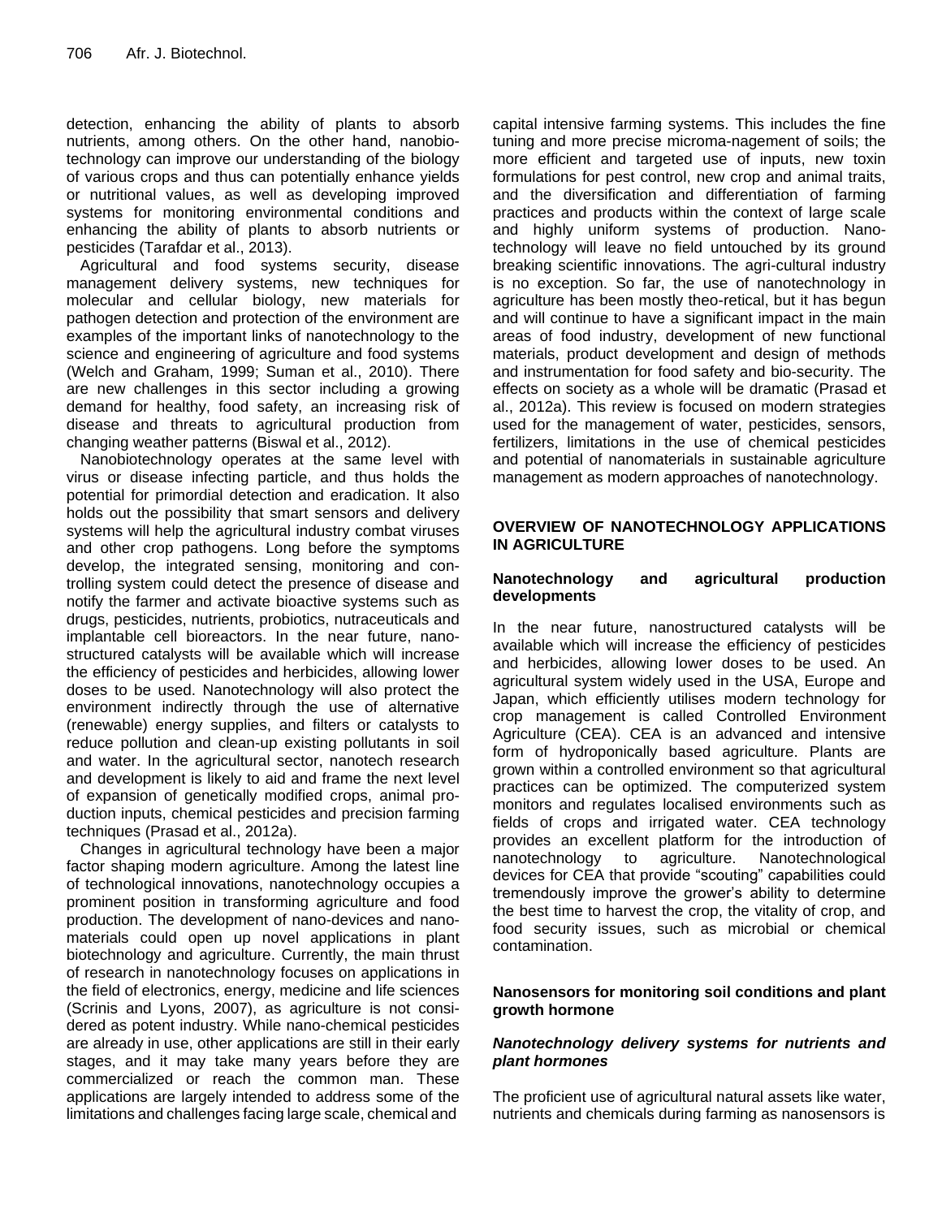detection, enhancing the ability of plants to absorb nutrients, among others. On the other hand, nanobiotechnology can improve our understanding of the biology of various crops and thus can potentially enhance yields or nutritional values, as well as developing improved systems for monitoring environmental conditions and enhancing the ability of plants to absorb nutrients or pesticides (Tarafdar et al., 2013).

Agricultural and food systems security, disease management delivery systems, new techniques for molecular and cellular biology, new materials for pathogen detection and protection of the environment are examples of the important links of nanotechnology to the science and engineering of agriculture and food systems (Welch and Graham, 1999; Suman et al., 2010). There are new challenges in this sector including a growing demand for healthy, food safety, an increasing risk of disease and threats to agricultural production from changing weather patterns (Biswal et al., 2012).

Nanobiotechnology operates at the same level with virus or disease infecting particle, and thus holds the potential for primordial detection and eradication. It also holds out the possibility that smart sensors and delivery systems will help the agricultural industry combat viruses and other crop pathogens. Long before the symptoms develop, the integrated sensing, monitoring and controlling system could detect the presence of disease and notify the farmer and activate bioactive systems such as drugs, pesticides, nutrients, probiotics, nutraceuticals and implantable cell bioreactors. In the near future, nanostructured catalysts will be available which will increase the efficiency of pesticides and herbicides, allowing lower doses to be used. Nanotechnology will also protect the environment indirectly through the use of alternative (renewable) energy supplies, and filters or catalysts to reduce pollution and clean-up existing pollutants in soil and water. In the agricultural sector, nanotech research and development is likely to aid and frame the next level of expansion of genetically modified crops, animal production inputs, chemical pesticides and precision farming techniques (Prasad et al., 2012a).

Changes in agricultural technology have been a major factor shaping modern agriculture. Among the latest line of technological innovations, nanotechnology occupies a prominent position in transforming agriculture and food production. The development of nano-devices and nanomaterials could open up novel applications in plant biotechnology and agriculture. Currently, the main thrust of research in nanotechnology focuses on applications in the field of electronics, energy, medicine and life sciences (Scrinis and Lyons, 2007), as agriculture is not considered as potent industry. While nano-chemical pesticides are already in use, other applications are still in their early stages, and it may take many years before they are commercialized or reach the common man. These applications are largely intended to address some of the limitations and challenges facing large scale, chemical and capital intensive farming systems. This includes the fine tuning and more precise microma-nagement of soils; the more efficient and targeted use of inputs, new toxin formulations for pest control, new crop and animal traits, and the diversification and differentiation of farming practices and products within the context of large scale and highly uniform systems of production. Nanotechnology will leave no field untouched by its ground breaking scientific innovations. The agri-cultural industry is no exception. So far, the use of nanotechnology in agriculture has been mostly theo-retical, but it has begun and will continue to have a significant impact in the main areas of food industry, development of new functional materials, product development and design of methods and instrumentation for food safety and bio-security. The effects on society as a whole will be dramatic (Prasad et al., 2012a). This review is focused on modern strategies used for the management of water, pesticides, sensors, fertilizers, limitations in the use of chemical pesticides and potential of nanomaterials in sustainable agriculture management as modern approaches of nanotechnology.

## OVERVIEW OF NANOTECHNOLOGY APPLICATIONS IN AGRICULTURE

### Nanotechnology and agricultural production developments

In the near future, nanostructured catalysts will be available which will increase the efficiency of pesticides and herbicides, allowing lower doses to be used. An agricultural system widely used in the USA, Europe and Japan, which efficiently utilises modern technology for crop management is called Controlled Environment Agriculture (CEA). CEA is an advanced and intensive form of hydroponically based agriculture. Plants are grown within a controlled environment so that agricultural practices can be optimized. The computerized system monitors and regulates localised environments such as fields of crops and irrigated water. CEA technology provides an excellent platform for the introduction of nanotechnology to agriculture. Nanotechnological devices for CEA that provide "scouting" capabilities could tremendously improve the grower's ability to determine the best time to harvest the crop, the vitality of crop, and food security issues, such as microbial or chemical contamination.

### Nanosensors for monitoring soil conditions and plant growth hormone

#### *Nanotechnology delivery systems for nutrients and plant hormones*

The proficient use of agricultural natural assets like water, nutrients and chemicals during farming as nanosensors is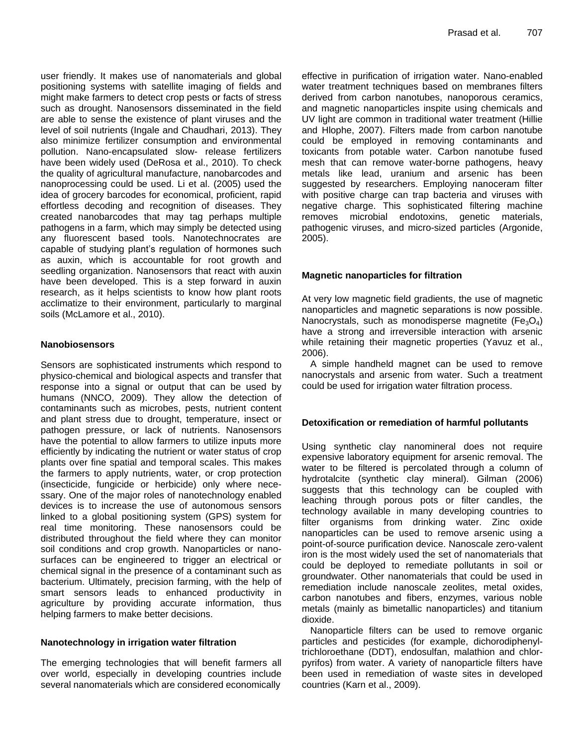user friendly. It makes use of nanomaterials and global positioning systems with satellite imaging of fields and might make farmers to detect crop pests or facts of stress such as drought. Nanosensors disseminated in the field are able to sense the existence of plant viruses and the level of soil nutrients (Ingale and Chaudhari, 2013). They also minimize fertilizer consumption and environmental pollution. Nano-encapsulated slow- release fertilizers have been widely used (DeRosa et al., 2010). To check the quality of agricultural manufacture, nanobarcodes and nanoprocessing could be used. Li et al. (2005) used the idea of grocery barcodes for economical, proficient, rapid effortless decoding and recognition of diseases. They created nanobarcodes that may tag perhaps multiple pathogens in a farm, which may simply be detected using any fluorescent based tools. Nanotechnocrates are capable of studying plant's regulation of hormones such as auxin, which is accountable for root growth and seedling organization. Nanosensors that react with auxin have been developed. This is a step forward in auxin research, as it helps scientists to know how plant roots acclimatize to their environment, particularly to marginal soils (McLamore et al., 2010).

### Nanobiosensors

Sensors are sophisticated instruments which respond to physico-chemical and biological aspects and transfer that response into a signal or output that can be used by humans (NNCO, 2009). They allow the detection of contaminants such as microbes, pests, nutrient content and plant stress due to drought, temperature, insect or pathogen pressure, or lack of nutrients. Nanosensors have the potential to allow farmers to utilize inputs more efficiently by indicating the nutrient or water status of crop plants over fine spatial and temporal scales. This makes the farmers to apply nutrients, water, or crop protection (insecticide, fungicide or herbicide) only where necessary. One of the major roles of nanotechnology enabled devices is to increase the use of autonomous sensors linked to a global positioning system (GPS) system for real time monitoring. These nanosensors could be distributed throughout the field where they can monitor soil conditions and crop growth. Nanoparticles or nano-surfaces can be engineered to trigger an electrical or chemical signal in the presence of a contaminant such as bacterium. Ultimately, precision farming, with the help of smart sensors leads to enhanced productivity in agriculture by providing accurate information, thus helping farmers to make better decisions.

### Nanotechnology in irrigation water filtration

The emerging technologies that will benefit farmers all over world, especially in developing countries include several nanomaterials which are considered economically effective in purification of irrigation water. Nano-enabled water treatment techniques based on membranes filters derived from carbon nanotubes, nanoporous ceramics, and magnetic nanoparticles inspite using chemicals and UV light are common in traditional water treatment (Hillie and Hlophe, 2007). Filters made from carbon nanotube could be employed in removing contaminants and toxicants from potable water. Carbon nanotube fused mesh that can remove water-borne pathogens, heavy metals like lead, uranium and arsenic has been suggested by researchers. Employing nanoceram filter with positive charge can trap bacteria and viruses with negative charge. This sophisticated filtering machine removes microbial endotoxins, genetic materials, pathogenic viruses, and micro-sized particles (Argonide, 2005).

### Magnetic nanoparticles for filtration

At very low magnetic field gradients, the use of magnetic nanoparticles and magnetic separations is now possible. Nanocrystals, such as monodisperse magnetite ($Fe_3O_4$) have a strong and irreversible interaction with arsenic while retaining their magnetic properties (Yavuz et al., 2006).

A simple handheld magnet can be used to remove nanocrystals and arsenic from water. Such a treatment could be used for irrigation water filtration process.

### Detoxification or remediation of harmful pollutants

Using synthetic clay nanomineral does not require expensive laboratory equipment for arsenic removal. The water to be filtered is percolated through a column of hydrotalcite (synthetic clay mineral). Gilman (2006) suggests that this technology can be coupled with leaching through porous pots or filter candles, the technology available in many developing countries to filter organisms from drinking water. Zinc oxide nanoparticles can be used to remove arsenic using a point-of-source purification device. Nanoscale zero-valent iron is the most widely used the set of nanomaterials that could be deployed to remediate pollutants in soil or groundwater. Other nanomaterials that could be used in remediation include nanoscale zeolites, metal oxides, carbon nanotubes and fibers, enzymes, various noble metals (mainly as bimetallic nanoparticles) and titanium dioxide.

Nanoparticle filters can be used to remove organic particles and pesticides (for example, dichorodiphenyl-trichloroethane (DDT), endosulfan, malathion and chlorpyrifos) from water. A variety of nanoparticle filters have been used in remediation of waste sites in developed countries (Karn et al., 2009).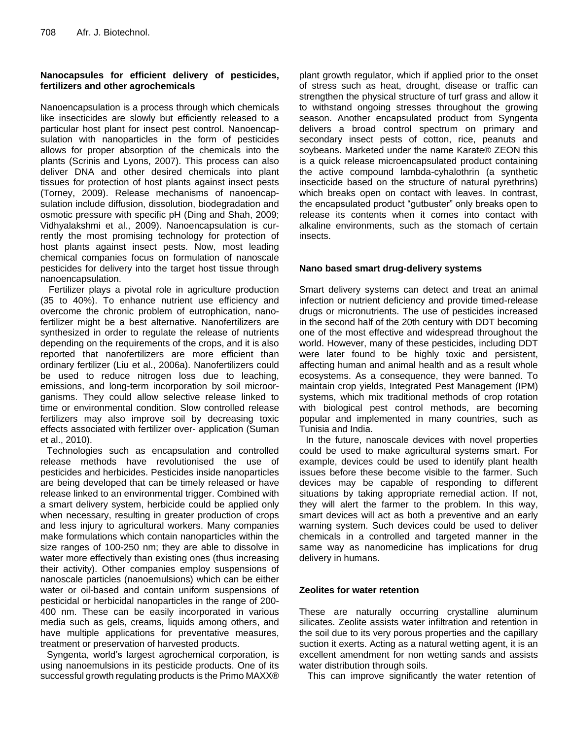### Nanocapsules for efficient delivery of pesticides, fertilizers and other agrochemicals

Nanoencapsulation is a process through which chemicals like insecticides are slowly but efficiently released to a particular host plant for insect pest control. Nanoencapsulation with nanoparticles in the form of pesticides allows for proper absorption of the chemicals into the plants (Scrinis and Lyons, 2007). This process can also deliver DNA and other desired chemicals into plant tissues for protection of host plants against insect pests (Torney, 2009). Release mechanisms of nanoencapsulation include diffusion, dissolution, biodegradation and osmotic pressure with specific pH (Ding and Shah, 2009; Vidhyalakshmi et al., 2009). Nanoencapsulation is currently the most promising technology for protection of host plants against insect pests. Now, most leading chemical companies focus on formulation of nanoscale pesticides for delivery into the target host tissue through nanoencapsulation.

Fertilizer plays a pivotal role in agriculture production (35 to 40%). To enhance nutrient use efficiency and overcome the chronic problem of eutrophication, nanofertilizer might be a best alternative. Nanofertilizers are synthesized in order to regulate the release of nutrients depending on the requirements of the crops, and it is also reported that nanofertilizers are more efficient than ordinary fertilizer (Liu et al., 2006a). Nanofertilizers could be used to reduce nitrogen loss due to leaching, emissions, and long-term incorporation by soil microorganisms. They could allow selective release linked to time or environmental condition. Slow controlled release fertilizers may also improve soil by decreasing toxic effects associated with fertilizer over- application (Suman et al., 2010).

Technologies such as encapsulation and controlled release methods have revolutionised the use of pesticides and herbicides. Pesticides inside nanoparticles are being developed that can be timely released or have release linked to an environmental trigger. Combined with a smart delivery system, herbicide could be applied only when necessary, resulting in greater production of crops and less injury to agricultural workers. Many companies make formulations which contain nanoparticles within the size ranges of 100-250 nm; they are able to dissolve in water more effectively than existing ones (thus increasing their activity). Other companies employ suspensions of nanoscale particles (nanoemulsions) which can be either water or oil-based and contain uniform suspensions of pesticidal or herbicidal nanoparticles in the range of 200-400 nm. These can be easily incorporated in various media such as gels, creams, liquids among others, and have multiple applications for preventative measures, treatment or preservation of harvested products.

Syngenta, world's largest agrochemical corporation, is using nanoemulsions in its pesticide products. One of its successful growth regulating products is the Primo MAXX® plant growth regulator, which if applied prior to the onset of stress such as heat, drought, disease or traffic can strengthen the physical structure of turf grass and allow it to withstand ongoing stresses throughout the growing season. Another encapsulated product from Syngenta delivers a broad control spectrum on primary and secondary insect pests of cotton, rice, peanuts and soybeans. Marketed under the name Karate® ZEON this is a quick release microencapsulated product containing the active compound lambda-cyhalothrin (a synthetic insecticide based on the structure of natural pyrethrins) which breaks open on contact with leaves. In contrast, the encapsulated product "gutbuster" only breaks open to release its contents when it comes into contact with alkaline environments, such as the stomach of certain insects.

### Nano based smart drug-delivery systems

Smart delivery systems can detect and treat an animal infection or nutrient deficiency and provide timed-release drugs or micronutrients. The use of pesticides increased in the second half of the 20th century with DDT becoming one of the most effective and widespread throughout the world. However, many of these pesticides, including DDT were later found to be highly toxic and persistent, affecting human and animal health and as a result whole ecosystems. As a consequence, they were banned. To maintain crop yields, Integrated Pest Management (IPM) systems, which mix traditional methods of crop rotation with biological pest control methods, are becoming popular and implemented in many countries, such as Tunisia and India.

In the future, nanoscale devices with novel properties could be used to make agricultural systems smart. For example, devices could be used to identify plant health issues before these become visible to the farmer. Such devices may be capable of responding to different situations by taking appropriate remedial action. If not, they will alert the farmer to the problem. In this way, smart devices will act as both a preventive and an early warning system. Such devices could be used to deliver chemicals in a controlled and targeted manner in the same way as nanomedicine has implications for drug delivery in humans.

### Zeolites for water retention

These are naturally occurring crystalline aluminum silicates. Zeolite assists water infiltration and retention in the soil due to its very porous properties and the capillary suction it exerts. Acting as a natural wetting agent, it is an excellent amendment for non wetting sands and assists water distribution through soils.

This can improve significantly the water retention of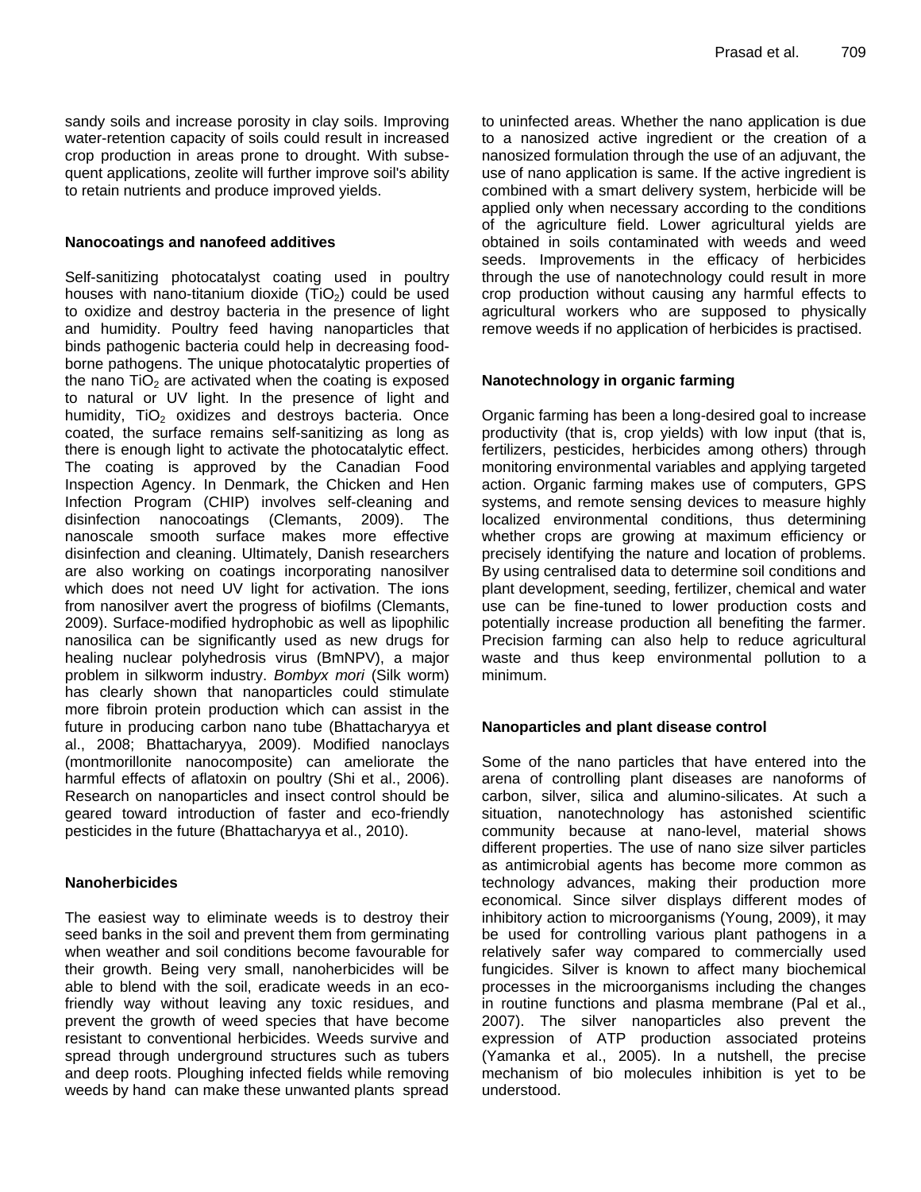sandy soils and increase porosity in clay soils. Improving water-retention capacity of soils could result in increased crop production in areas prone to drought. With subsequent applications, zeolite will further improve soil's ability to retain nutrients and produce improved yields.

### Nanocoatings and nanofeed additives

Self-sanitizing photocatalyst coating used in poultry houses with nano-titanium dioxide ($TiO_2$) could be used to oxidize and destroy bacteria in the presence of light and humidity. Poultry feed having nanoparticles that binds pathogenic bacteria could help in decreasing food-borne pathogens. The unique photocatalytic properties of the nano $TiO_2$ are activated when the coating is exposed to natural or UV light. In the presence of light and humidity, $TiO_2$ oxidizes and destroys bacteria. Once coated, the surface remains self-sanitizing as long as there is enough light to activate the photocatalytic effect. The coating is approved by the Canadian Food Inspection Agency. In Denmark, the Chicken and Hen Infection Program (CHIP) involves self-cleaning and disinfection nanocoatings (Clemants, 2009). The nanoscale smooth surface makes more effective disinfection and cleaning. Ultimately, Danish researchers are also working on coatings incorporating nanosilver which does not need UV light for activation. The ions from nanosilver avert the progress of biofilms (Clemants, 2009). Surface-modified hydrophobic as well as lipophilic nanosilica can be significantly used as new drugs for healing nuclear polyhedrosis virus (BmNPV), a major problem in silkworm industry. *Bombyx mori* (Silk worm) has clearly shown that nanoparticles could stimulate more fibroin protein production which can assist in the future in producing carbon nano tube (Bhattacharyya et al., 2008; Bhattacharyya, 2009). Modified nanoclays (montmorillonite nanocomposite) can ameliorate the harmful effects of aflatoxin on poultry (Shi et al., 2006). Research on nanoparticles and insect control should be geared toward introduction of faster and eco-friendly pesticides in the future (Bhattacharyya et al., 2010).

### Nanoherbicides

The easiest way to eliminate weeds is to destroy their seed banks in the soil and prevent them from germinating when weather and soil conditions become favourable for their growth. Being very small, nanoherbicides will be able to blend with the soil, eradicate weeds in an eco-friendly way without leaving any toxic residues, and prevent the growth of weed species that have become resistant to conventional herbicides. Weeds survive and spread through underground structures such as tubers and deep roots. Ploughing infected fields while removing weeds by hand can make these unwanted plants spread to uninfected areas. Whether the nano application is due to a nanosized active ingredient or the creation of a nanosized formulation through the use of an adjuvant, the use of nano application is same. If the active ingredient is combined with a smart delivery system, herbicide will be applied only when necessary according to the conditions of the agriculture field. Lower agricultural yields are obtained in soils contaminated with weeds and weed seeds. Improvements in the efficacy of herbicides through the use of nanotechnology could result in more crop production without causing any harmful effects to agricultural workers who are supposed to physically remove weeds if no application of herbicides is practised.

### Nanotechnology in organic farming

Organic farming has been a long-desired goal to increase productivity (that is, crop yields) with low input (that is, fertilizers, pesticides, herbicides among others) through monitoring environmental variables and applying targeted action. Organic farming makes use of computers, GPS systems, and remote sensing devices to measure highly localized environmental conditions, thus determining whether crops are growing at maximum efficiency or precisely identifying the nature and location of problems. By using centralised data to determine soil conditions and plant development, seeding, fertilizer, chemical and water use can be fine-tuned to lower production costs and potentially increase production all benefiting the farmer. Precision farming can also help to reduce agricultural waste and thus keep environmental pollution to a minimum.

### Nanoparticles and plant disease control

Some of the nano particles that have entered into the arena of controlling plant diseases are nanoforms of carbon, silver, silica and alumino-silicates. At such a situation, nanotechnology has astonished scientific community because at nano-level, material shows different properties. The use of nano size silver particles as antimicrobial agents has become more common as technology advances, making their production more economical. Since silver displays different modes of inhibitory action to microorganisms (Young, 2009), it may be used for controlling various plant pathogens in a relatively safer way compared to commercially used fungicides. Silver is known to affect many biochemical processes in the microorganisms including the changes in routine functions and plasma membrane (Pal et al., 2007). The silver nanoparticles also prevent the expression of ATP production associated proteins (Yamanka et al., 2005). In a nutshell, the precise mechanism of bio molecules inhibition is yet to be understood.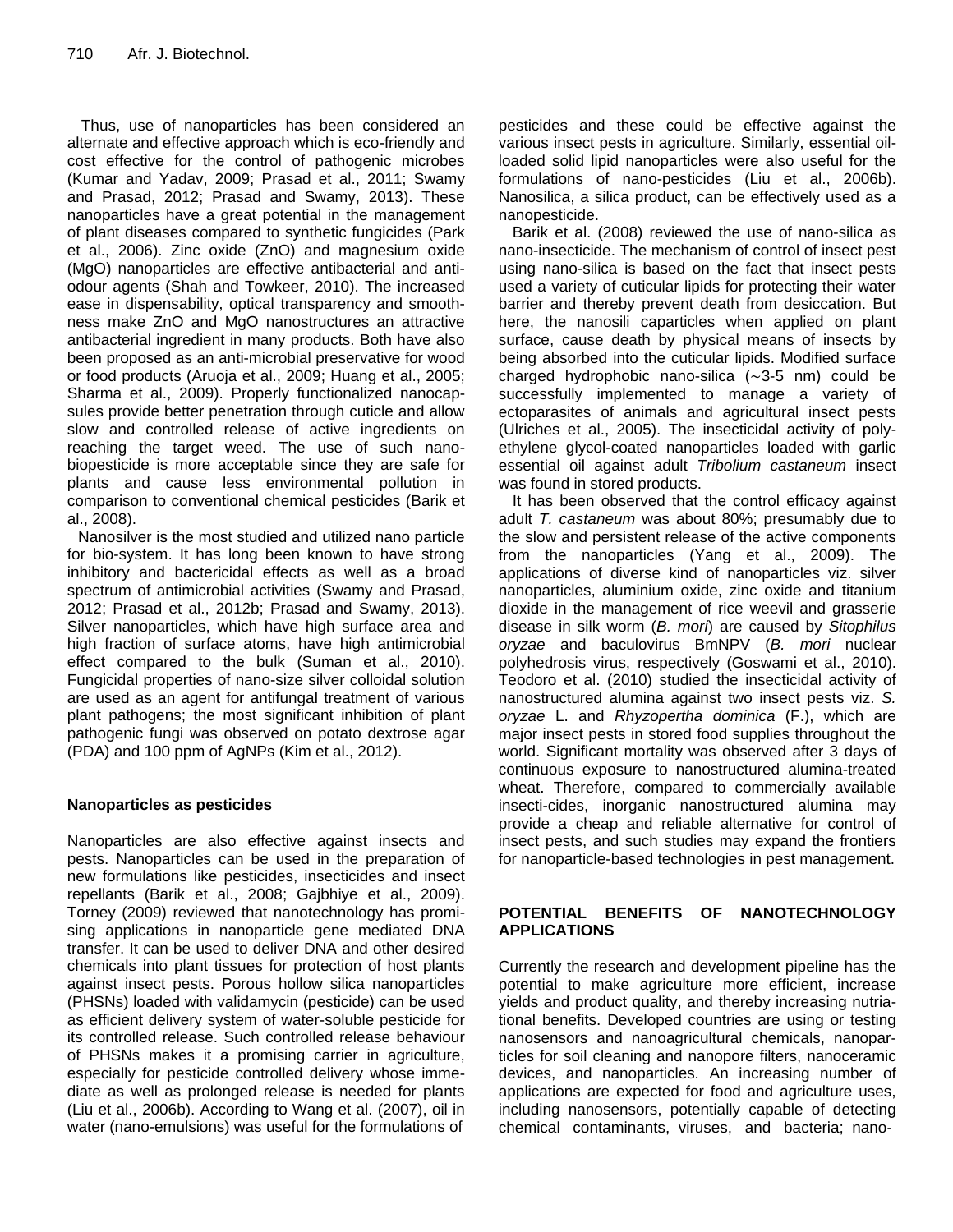Thus, use of nanoparticles has been considered an alternate and effective approach which is eco-friendly and cost effective for the control of pathogenic microbes (Kumar and Yadav, 2009; Prasad et al., 2011; Swamy and Prasad, 2012; Prasad and Swamy, 2013). These nanoparticles have a great potential in the management of plant diseases compared to synthetic fungicides (Park et al., 2006). Zinc oxide (ZnO) and magnesium oxide (MgO) nanoparticles are effective antibacterial and anti-odour agents (Shah and Towkeer, 2010). The increased ease in dispensability, optical transparency and smoothness make ZnO and MgO nanostructures an attractive antibacterial ingredient in many products. Both have also been proposed as an anti-microbial preservative for wood or food products (Aruoja et al., 2009; Huang et al., 2005; Sharma et al., 2009). Properly functionalized nanocapsules provide better penetration through cuticle and allow slow and controlled release of active ingredients on reaching the target weed. The use of such nano-biopesticide is more acceptable since they are safe for plants and cause less environmental pollution in comparison to conventional chemical pesticides (Barik et al., 2008).

Nanosilver is the most studied and utilized nano particle for bio-system. It has long been known to have strong inhibitory and bactericidal effects as well as a broad spectrum of antimicrobial activities (Swamy and Prasad, 2012; Prasad et al., 2012b; Prasad and Swamy, 2013). Silver nanoparticles, which have high surface area and high fraction of surface atoms, have high antimicrobial effect compared to the bulk (Suman et al., 2010). Fungicidal properties of nano-size silver colloidal solution are used as an agent for antifungal treatment of various plant pathogens; the most significant inhibition of plant pathogenic fungi was observed on potato dextrose agar (PDA) and 100 ppm of AgNPs (Kim et al., 2012).

### Nanoparticles as pesticides

Nanoparticles are also effective against insects and pests. Nanoparticles can be used in the preparation of new formulations like pesticides, insecticides and insect repellants (Barik et al., 2008; Gajbhiye et al., 2009). Torney (2009) reviewed that nanotechnology has promising applications in nanoparticle gene mediated DNA transfer. It can be used to deliver DNA and other desired chemicals into plant tissues for protection of host plants against insect pests. Porous hollow silica nanoparticles (PHSNs) loaded with validamycin (pesticide) can be used as efficient delivery system of water-soluble pesticide for its controlled release. Such controlled release behaviour of PHSNs makes it a promising carrier in agriculture, especially for pesticide controlled delivery whose immediate as well as prolonged release is needed for plants (Liu et al., 2006b). According to Wang et al. (2007), oil in water (nano-emulsions) was useful for the formulations of pesticides and these could be effective against the various insect pests in agriculture. Similarly, essential oil-loaded solid lipid nanoparticles were also useful for the formulations of nano-pesticides (Liu et al., 2006b). Nanosilica, a silica product, can be effectively used as a nanopesticide.

Barik et al. (2008) reviewed the use of nano-silica as nano-insecticide. The mechanism of control of insect pest using nano-silica is based on the fact that insect pests used a variety of cuticular lipids for protecting their water barrier and thereby prevent death from desiccation. But here, the nanosili caparticles when applied on plant surface, cause death by physical means of insects by being absorbed into the cuticular lipids. Modified surface charged hydrophobic nano-silica (~3-5 nm) could be successfully implemented to manage a variety of ectoparasites of animals and agricultural insect pests (Ulriches et al., 2005). The insecticidal activity of polyethylene glycol-coated nanoparticles loaded with garlic essential oil against adult *Tribolium castaneum* insect was found in stored products.

It has been observed that the control efficacy against adult *T. castaneum* was about 80%; presumably due to the slow and persistent release of the active components from the nanoparticles (Yang et al., 2009). The applications of diverse kind of nanoparticles viz. silver nanoparticles, aluminium oxide, zinc oxide and titanium dioxide in the management of rice weevil and grasserie disease in silk worm (*B. mori*) are caused by *Sitophilus oryzae* and baculovirus BmNPV (*B. mori* nuclear polyhedrosis virus, respectively (Goswami et al., 2010). Teodoro et al. (2010) studied the insecticidal activity of nanostructured alumina against two insect pests viz. *S. oryzae* L. and *Rhyzopertha dominica* (F.), which are major insect pests in stored food supplies throughout the world. Significant mortality was observed after 3 days of continuous exposure to nanostructured alumina-treated wheat. Therefore, compared to commercially available insecti-cides, inorganic nanostructured alumina may provide a cheap and reliable alternative for control of insect pests, and such studies may expand the frontiers for nanoparticle-based technologies in pest management.

## POTENTIAL BENEFITS OF NANOTECHNOLOGY APPLICATIONS

Currently the research and development pipeline has the potential to make agriculture more efficient, increase yields and product quality, and thereby increasing nutriational benefits. Developed countries are using or testing nanosensors and nanoagricultural chemicals, nanoparticles for soil cleaning and nanopore filters, nanoceramic devices, and nanoparticles. An increasing number of applications are expected for food and agriculture uses, including nanosensors, potentially capable of detecting chemical contaminants, viruses, and bacteria; nano-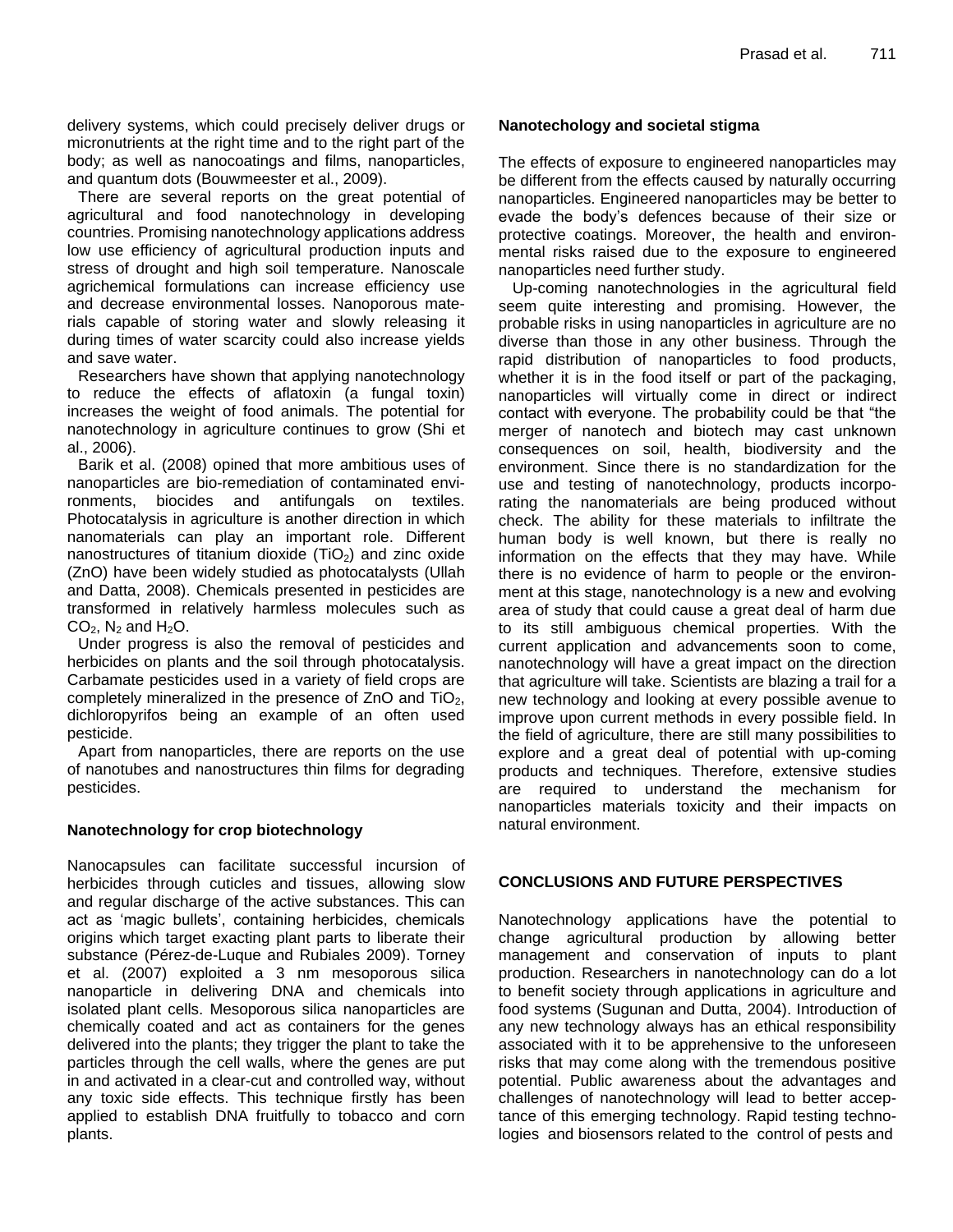delivery systems, which could precisely deliver drugs or micronutrients at the right time and to the right part of the body; as well as nanocoatings and films, nanoparticles, and quantum dots (Bouwmeester et al., 2009).

There are several reports on the great potential of agricultural and food nanotechnology in developing countries. Promising nanotechnology applications address low use efficiency of agricultural production inputs and stress of drought and high soil temperature. Nanoscale agrichemical formulations can increase efficiency use and decrease environmental losses. Nanoporous materials capable of storing water and slowly releasing it during times of water scarcity could also increase yields and save water.

Researchers have shown that applying nanotechnology to reduce the effects of aflatoxin (a fungal toxin) increases the weight of food animals. The potential for nanotechnology in agriculture continues to grow (Shi et al., 2006).

Barik et al. (2008) opined that more ambitious uses of nanoparticles are bio-remediation of contaminated environments, biocides and antifungals on textiles. Photocatalysis in agriculture is another direction in which nanomaterials can play an important role. Different nanostructures of titanium dioxide ($TiO_2$) and zinc oxide (ZnO) have been widely studied as photocatalysts (Ullah and Datta, 2008). Chemicals presented in pesticides are transformed in relatively harmless molecules such as $CO_2$, $N_2$ and $H_2O$.

Under progress is also the removal of pesticides and herbicides on plants and the soil through photocatalysis. Carbamate pesticides used in a variety of field crops are completely mineralized in the presence of ZnO and $TiO_2$, dichloropyrifos being an example of an often used pesticide.

Apart from nanoparticles, there are reports on the use of nanotubes and nanostructures thin films for degrading pesticides.

## Nanotechnology for crop biotechnology

Nanocapsules can facilitate successful incursion of herbicides through cuticles and tissues, allowing slow and regular discharge of the active substances. This can act as 'magic bullets', containing herbicides, chemicals origins which target exacting plant parts to liberate their substance (Pérez-de-Luque and Rubiales 2009). Torney et al. (2007) exploited a 3 nm mesoporous silica nanoparticle in delivering DNA and chemicals into isolated plant cells. Mesoporous silica nanoparticles are chemically coated and act as containers for the genes delivered into the plants; they trigger the plant to take the particles through the cell walls, where the genes are put in and activated in a clear-cut and controlled way, without any toxic side effects. This technique firstly has been applied to establish DNA fruitfully to tobacco and corn plants.

## Nanotechology and societal stigma

The effects of exposure to engineered nanoparticles may be different from the effects caused by naturally occurring nanoparticles. Engineered nanoparticles may be better to evade the body's defences because of their size or protective coatings. Moreover, the health and environmental risks raised due to the exposure to engineered nanoparticles need further study.

Up-coming nanotechnologies in the agricultural field seem quite interesting and promising. However, the probable risks in using nanoparticles in agriculture are no diverse than those in any other business. Through the rapid distribution of nanoparticles to food products, whether it is in the food itself or part of the packaging, nanoparticles will virtually come in direct or indirect contact with everyone. The probability could be that "the merger of nanotech and biotech may cast unknown consequences on soil, health, biodiversity and the environment. Since there is no standardization for the use and testing of nanotechnology, products incorporating the nanomaterials are being produced without check. The ability for these materials to infiltrate the human body is well known, but there is really no information on the effects that they may have. While there is no evidence of harm to people or the environment at this stage, nanotechnology is a new and evolving area of study that could cause a great deal of harm due to its still ambiguous chemical properties. With the current application and advancements soon to come, nanotechnology will have a great impact on the direction that agriculture will take. Scientists are blazing a trail for a new technology and looking at every possible avenue to improve upon current methods in every possible field. In the field of agriculture, there are still many possibilities to explore and a great deal of potential with up-coming products and techniques. Therefore, extensive studies are required to understand the mechanism for nanoparticles materials toxicity and their impacts on natural environment.

## CONCLUSIONS AND FUTURE PERSPECTIVES

Nanotechnology applications have the potential to change agricultural production by allowing better management and conservation of inputs to plant production. Researchers in nanotechnology can do a lot to benefit society through applications in agriculture and food systems (Sugunan and Dutta, 2004). Introduction of any new technology always has an ethical responsibility associated with it to be apprehensive to the unforeseen risks that may come along with the tremendous positive potential. Public awareness about the advantages and challenges of nanotechnology will lead to better acceptance of this emerging technology. Rapid testing technologies and biosensors related to the control of pests and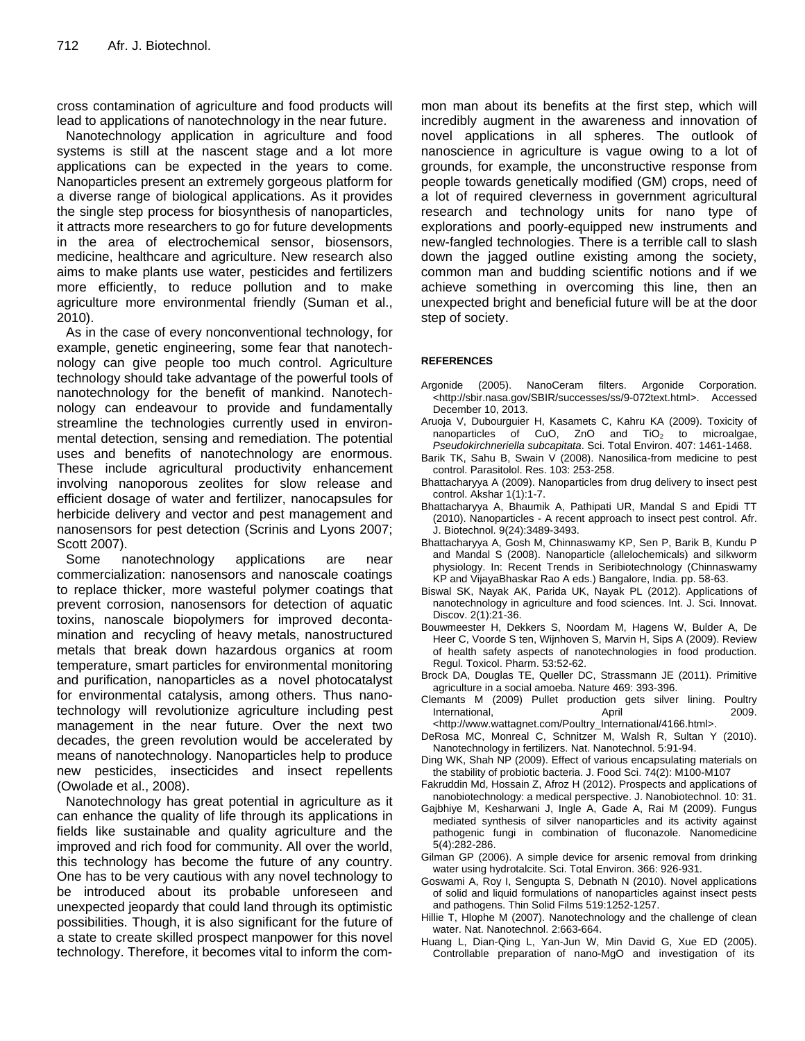cross contamination of agriculture and food products will lead to applications of nanotechnology in the near future.

Nanotechnology application in agriculture and food systems is still at the nascent stage and a lot more applications can be expected in the years to come. Nanoparticles present an extremely gorgeous platform for a diverse range of biological applications. As it provides the single step process for biosynthesis of nanoparticles, it attracts more researchers to go for future developments in the area of electrochemical sensor, biosensors, medicine, healthcare and agriculture. New research also aims to make plants use water, pesticides and fertilizers more efficiently, to reduce pollution and to make agriculture more environmental friendly (Suman et al., 2010).

As in the case of every nonconventional technology, for example, genetic engineering, some fear that nanotechnology can give people too much control. Agriculture technology should take advantage of the powerful tools of nanotechnology for the benefit of mankind. Nanotechnology can endeavour to provide and fundamentally streamline the technologies currently used in environmental detection, sensing and remediation. The potential uses and benefits of nanotechnology are enormous. These include agricultural productivity enhancement involving nanoporous zeolites for slow release and efficient dosage of water and fertilizer, nanocapsules for herbicide delivery and vector and pest management and nanosensors for pest detection (Scrinis and Lyons 2007; Scott 2007).

Some nanotechnology applications are near commercialization: nanosensors and nanoscale coatings to replace thicker, more wasteful polymer coatings that prevent corrosion, nanosensors for detection of aquatic toxins, nanoscale biopolymers for improved decontamination and recycling of heavy metals, nanostructured metals that break down hazardous organics at room temperature, smart particles for environmental monitoring and purification, nanoparticles as a novel photocatalyst for environmental catalysis, among others. Thus nanotechnology will revolutionize agriculture including pest management in the near future. Over the next two decades, the green revolution would be accelerated by means of nanotechnology. Nanoparticles help to produce new pesticides, insecticides and insect repellents (Owolade et al., 2008).

Nanotechnology has great potential in agriculture as it can enhance the quality of life through its applications in fields like sustainable and quality agriculture and the improved and rich food for community. All over the world, this technology has become the future of any country. One has to be very cautious with any novel technology to be introduced about its probable unforeseen and unexpected jeopardy that could land through its optimistic possibilities. Though, it is also significant for the future of a state to create skilled prospect manpower for this novel technology. Therefore, it becomes vital to inform the common man about its benefits at the first step, which will incredibly augment in the awareness and innovation of novel applications in all spheres. The outlook of nanoscience in agriculture is vague owing to a lot of grounds, for example, the unconstructive response from people towards genetically modified (GM) crops, need of a lot of required cleverness in government agricultural research and technology units for nano type of explorations and poorly-equipped new instruments and new-fangled technologies. There is a terrible call to slash down the jagged outline existing among the society, common man and budding scientific notions and if we achieve something in overcoming this line, then an unexpected bright and beneficial future will be at the door step of society.

## REFERENCES

Argonide (2005). NanoCeram filters. Argonide Corporation. <http://sbir.nasa.gov/SBIR/successes/ss/9-072text.html>. Accessed December 10, 2013.

Aruoja V, Dubourguier H, Kasamets C, Kahru KA (2009). Toxicity of nanoparticles of CuO, ZnO and $TiO_2$ to microalgae, *Pseudokirchneriella subcapitata*. Sci. Total Environ. 407: 1461-1468.

Barik TK, Sahu B, Swain V (2008). Nanosilica-from medicine to pest control. Parasitolol. Res. 103: 253-258.

Bhattacharyya A (2009). Nanoparticles from drug delivery to insect pest control. Akshar 1(1):1-7.

Bhattacharyya A, Bhaumik A, Pathipati UR, Mandal S and Epidi TT (2010). Nanoparticles - A recent approach to insect pest control. Afr. J. Biotechnol. 9(24):3489-3493.

Bhattacharyya A, Gosh M, Chinnaswamy KP, Sen P, Barik B, Kundu P and Mandal S (2008). Nanoparticle (allelochemicals) and silkworm physiology. In: Recent Trends in Seribiotechnology (Chinnaswamy KP and VijayaBhaskar Rao A eds.) Bangalore, India. pp. 58-63.

Biswal SK, Nayak AK, Parida UK, Nayak PL (2012). Applications of nanotechnology in agriculture and food sciences. Int. J. Sci. Innovat. Discov. 2(1):21-36.

Bouwmeester H, Dekkers S, Noordam M, Hagens W, Bulder A, De Heer C, Voorde S ten, Wijnhoven S, Marvin H, Sips A (2009). Review of health safety aspects of nanotechnologies in food production. Regul. Toxicol. Pharm. 53:52-62.

Brock DA, Douglas TE, Queller DC, Strassmann JE (2011). Primitive agriculture in a social amoeba. Nature 469: 393-396.

Clemants M (2009) Pullet production gets silver lining. Poultry International, April 2009. <http://www.wattagnet.com/Poultry_International/4166.html>.

DeRosa MC, Monreal C, Schnitzer M, Walsh R, Sultan Y (2010). Nanotechnology in fertilizers. Nat. Nanotechnol. 5:91-94.

Ding WK, Shah NP (2009). Effect of various encapsulating materials on the stability of probiotic bacteria. J. Food Sci. 74(2): M100-M107

Fakruddin Md, Hossain Z, Afroz H (2012). Prospects and applications of nanobiotechnology: a medical perspective. J. Nanobiotechnol. 10: 31.

Gajbhiye M, Kesharwani J, Ingle A, Gade A, Rai M (2009). Fungus mediated synthesis of silver nanoparticles and its activity against pathogenic fungi in combination of fluconazole. Nanomedicine 5(4):282-286.

Gilman GP (2006). A simple device for arsenic removal from drinking water using hydrotalcite. Sci. Total Environ. 366: 926-931.

Goswami A, Roy I, Sengupta S, Debnath N (2010). Novel applications of solid and liquid formulations of nanoparticles against insect pests and pathogens. Thin Solid Films 519:1252-1257.

Hillie T, Hlophe M (2007). Nanotechnology and the challenge of clean water. Nat. Nanotechnol. 2:663-664.

Huang L, Dian-Qing L, Yan-Jun W, Min David G, Xue ED (2005). Controllable preparation of nano-MgO and investigation of its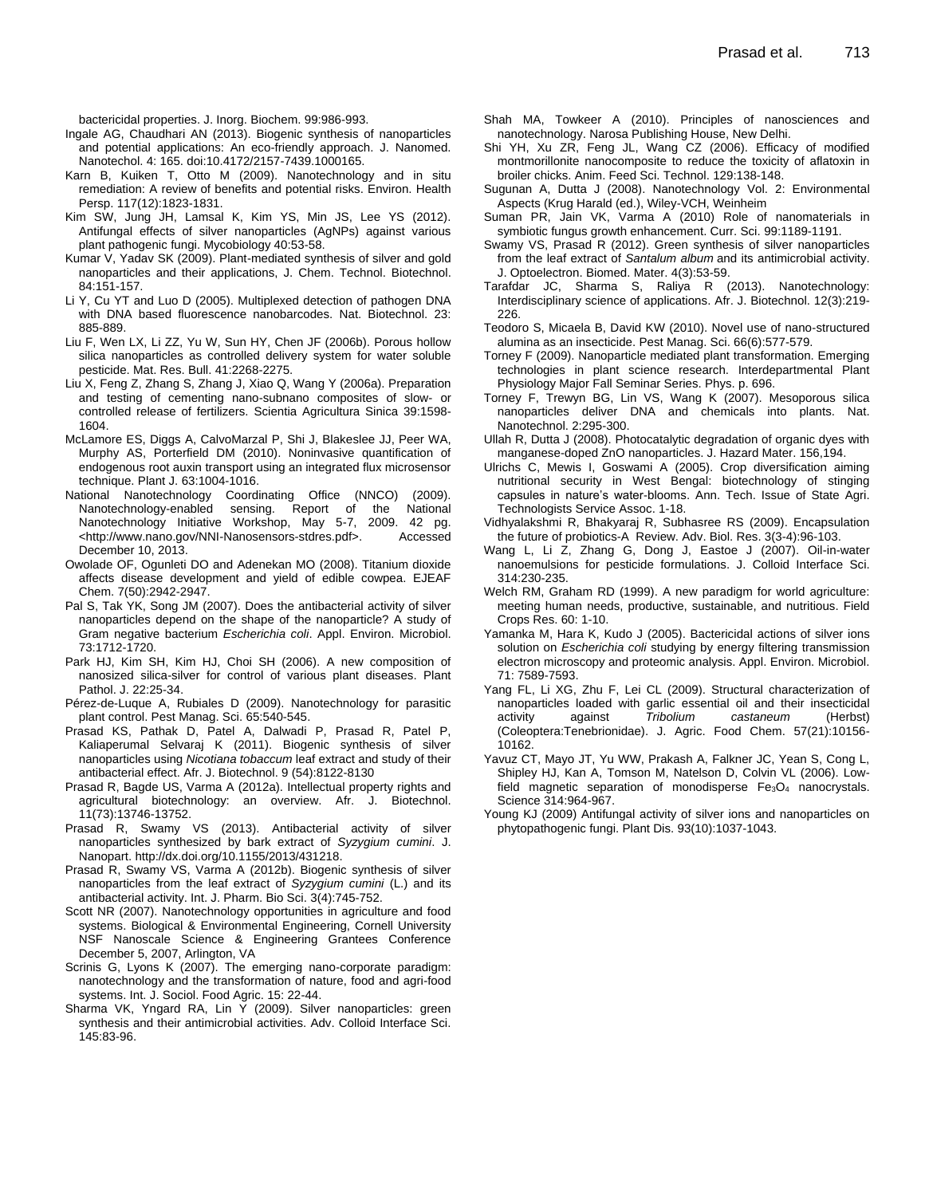bactericidal properties. J. Inorg. Biochem. 99:986-993.

Ingale AG, Chaudhari AN (2013). Biogenic synthesis of nanoparticles and potential applications: An eco-friendly approach. J. Nanomed. Nanotechol. 4: 165. doi:10.4172/2157-7439.1000165.

Karn B, Kuiken T, Otto M (2009). Nanotechnology and in situ remediation: A review of benefits and potential risks. Environ. Health Persp. 117(12):1823-1831.

Kim SW, Jung JH, Lamsal K, Kim YS, Min JS, Lee YS (2012). Antifungal effects of silver nanoparticles (AgNPs) against various plant pathogenic fungi. Mycobiology 40:53-58.

Kumar V, Yadav SK (2009). Plant-mediated synthesis of silver and gold nanoparticles and their applications, J. Chem. Technol. Biotechnol. 84:151-157.

Li Y, Cu YT and Luo D (2005). Multiplexed detection of pathogen DNA with DNA based fluorescence nanobarcodes. Nat. Biotechnol. 23: 885-889.

Liu F, Wen LX, Li ZZ, Yu W, Sun HY, Chen JF (2006b). Porous hollow silica nanoparticles as controlled delivery system for water soluble pesticide. Mat. Res. Bull. 41:2268-2275.

Liu X, Feng Z, Zhang S, Zhang J, Xiao Q, Wang Y (2006a). Preparation and testing of cementing nano-subnano composites of slow- or controlled release of fertilizers. Scientia Agricultura Sinica 39:1598-1604.

McLamore ES, Diggs A, CalvoMarzal P, Shi J, Blakeslee JJ, Peer WA, Murphy AS, Porterfield DM (2010). Noninvasive quantification of endogenous root auxin transport using an integrated flux microsensor technique. Plant J. 63:1004-1016.

National Nanotechnology Coordinating Office (NNCO) (2009). Nanotechnology-enabled sensing. Report of the National Nanotechnology Initiative Workshop, May 5-7, 2009. 42 pg. <http://www.nano.gov/NNI-Nanosensors-stdres.pdf>. Accessed December 10, 2013.

Owolade OF, Ogunleti DO and Adenekan MO (2008). Titanium dioxide affects disease development and yield of edible cowpea. EJEAF Chem. 7(50):2942-2947.

Pal S, Tak YK, Song JM (2007). Does the antibacterial activity of silver nanoparticles depend on the shape of the nanoparticle? A study of Gram negative bacterium *Escherichia coli*. Appl. Environ. Microbiol. 73:1712-1720.

Park HJ, Kim SH, Kim HJ, Choi SH (2006). A new composition of nanosized silica-silver for control of various plant diseases. Plant Pathol. J. 22:25-34.

Pérez-de-Luque A, Rubiales D (2009). Nanotechnology for parasitic plant control. Pest Manag. Sci. 65:540-545.

Prasad KS, Pathak D, Patel A, Dalwadi P, Prasad R, Patel P, Kaliaperumal Selvaraj K (2011). Biogenic synthesis of silver nanoparticles using *Nicotiana tobaccum* leaf extract and study of their antibacterial effect. Afr. J. Biotechnol. 9 (54):8122-8130

Prasad R, Bagde US, Varma A (2012a). Intellectual property rights and agricultural biotechnology: an overview. Afr. J. Biotechnol. 11(73):13746-13752.

Prasad R, Swamy VS (2013). Antibacterial activity of silver nanoparticles synthesized by bark extract of *Syzygium cumini*. J. Nanopart. http://dx.doi.org/10.1155/2013/431218.

Prasad R, Swamy VS, Varma A (2012b). Biogenic synthesis of silver nanoparticles from the leaf extract of *Syzygium cumini* (L.) and its antibacterial activity. Int. J. Pharm. Bio Sci. 3(4):745-752.

Scott NR (2007). Nanotechnology opportunities in agriculture and food systems. Biological & Environmental Engineering, Cornell University NSF Nanoscale Science & Engineering Grantees Conference December 5, 2007, Arlington, VA

Scrinis G, Lyons K (2007). The emerging nano-corporate paradigm: nanotechnology and the transformation of nature, food and agri-food systems. Int. J. Sociol. Food Agric. 15: 22-44.

Sharma VK, Yngard RA, Lin Y (2009). Silver nanoparticles: green synthesis and their antimicrobial activities. Adv. Colloid Interface Sci. 145:83-96.

Shah MA, Towkeer A (2010). Principles of nanosciences and nanotechnology. Narosa Publishing House, New Delhi.

Shi YH, Xu ZR, Feng JL, Wang CZ (2006). Efficacy of modified montmorillonite nanocomposite to reduce the toxicity of aflatoxin in broiler chicks. Anim. Feed Sci. Technol. 129:138-148.

Sugunan A, Dutta J (2008). Nanotechnology Vol. 2: Environmental Aspects (Krug Harald (ed.), Wiley-VCH, Weinheim

Suman PR, Jain VK, Varma A (2010) Role of nanomaterials in symbiotic fungus growth enhancement. Curr. Sci. 99:1189-1191.

Swamy VS, Prasad R (2012). Green synthesis of silver nanoparticles from the leaf extract of *Santalum album* and its antimicrobial activity. J. Optoelectron. Biomed. Mater. 4(3):53-59.

Tarafdar JC, Sharma S, Raliya R (2013). Nanotechnology: Interdisciplinary science of applications. Afr. J. Biotechnol. 12(3):219-226.

Teodoro S, Micaela B, David KW (2010). Novel use of nano-structured alumina as an insecticide. Pest Manag. Sci. 66(6):577-579.

Torney F (2009). Nanoparticle mediated plant transformation. Emerging technologies in plant science research. Interdepartmental Plant Physiology Major Fall Seminar Series. Phys. p. 696.

Torney F, Trewyn BG, Lin VS, Wang K (2007). Mesoporous silica nanoparticles deliver DNA and chemicals into plants. Nat. Nanotechnol. 2:295-300.

Ullah R, Dutta J (2008). Photocatalytic degradation of organic dyes with manganese-doped ZnO nanoparticles. J. Hazard Mater. 156,194.

Ulrichs C, Mewis I, Goswami A (2005). Crop diversification aiming nutritional security in West Bengal: biotechnology of stinging capsules in nature's water-blooms. Ann. Tech. Issue of State Agri. Technologists Service Assoc. 1-18.

Vidhyalakshmi R, Bhakyaraj R, Subhasree RS (2009). Encapsulation the future of probiotics-A Review. Adv. Biol. Res. 3(3-4):96-103.

Wang L, Li Z, Zhang G, Dong J, Eastoe J (2007). Oil-in-water nanoemulsions for pesticide formulations. J. Colloid Interface Sci. 314:230-235.

Welch RM, Graham RD (1999). A new paradigm for world agriculture: meeting human needs, productive, sustainable, and nutritious. Field Crops Res. 60: 1-10.

Yamanka M, Hara K, Kudo J (2005). Bactericidal actions of silver ions solution on *Escherichia coli* studying by energy filtering transmission electron microscopy and proteomic analysis. Appl. Environ. Microbiol. 71: 7589-7593.

Yang FL, Li XG, Zhu F, Lei CL (2009). Structural characterization of nanoparticles loaded with garlic essential oil and their insecticidal activity against *Tribolium castaneum* (Herbst) (Coleoptera:Tenebrionidae). J. Agric. Food Chem. 57(21):10156-10162.

Yavuz CT, Mayo JT, Yu WW, Prakash A, Falkner JC, Yean S, Cong L, Shipley HJ, Kan A, Tomson M, Natelson D, Colvin VL (2006). Low-field magnetic separation of monodisperse $Fe_3O_4$ nanocrystals. Science 314:964-967.

Young KJ (2009) Antifungal activity of silver ions and nanoparticles on phytopathogenic fungi. Plant Dis. 93(10):1037-1043.